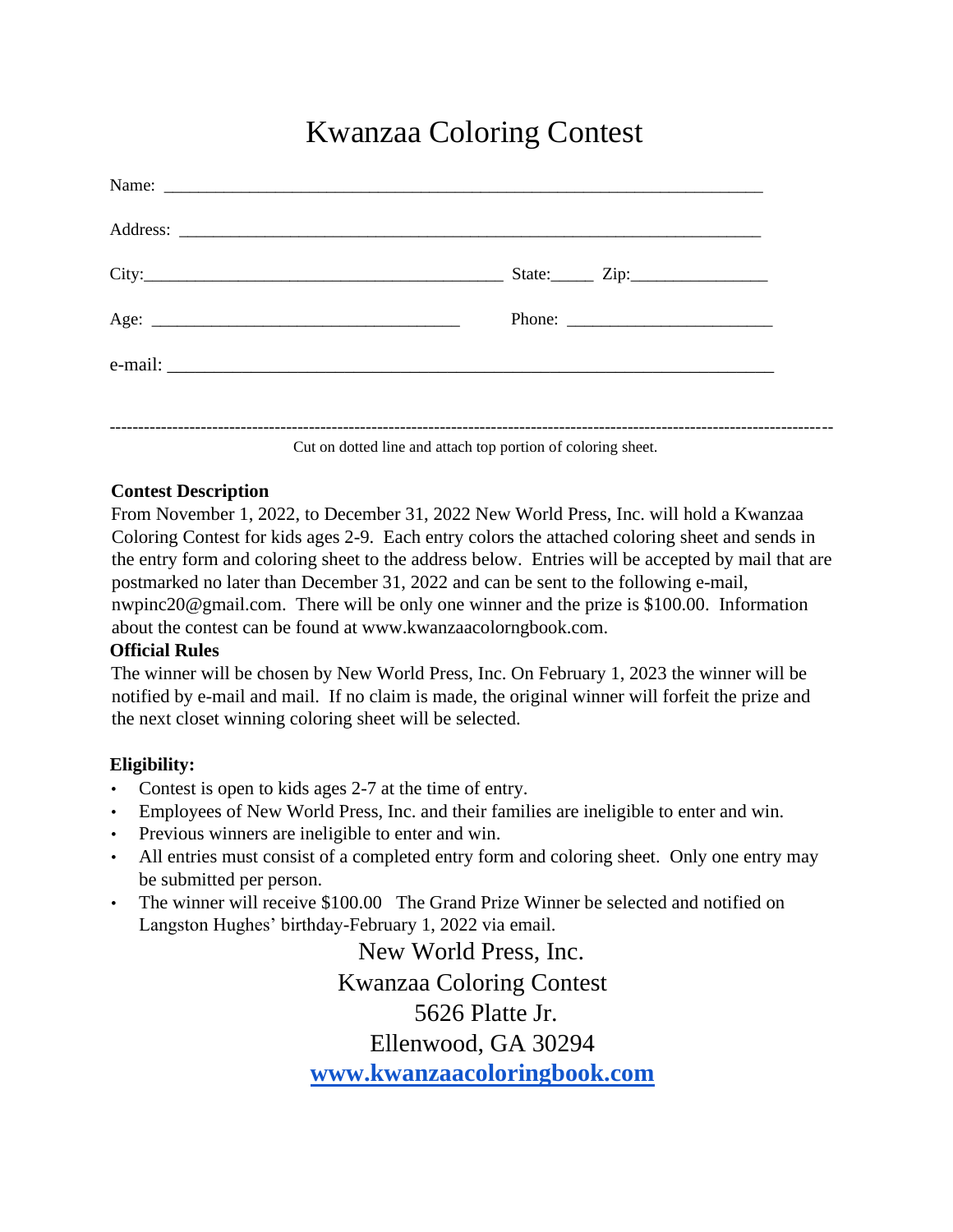# Kwanzaa Coloring Contest

Name: ______________________________________________________________________

Address: ____________________________________________________________________

City:_________________________________________ State:_____ Zip:_______________

Age: ___________________________________ Phone: _______________________

e-mail: ______________________________________________________________________

---

Cut on dotted line and attach top portion of coloring sheet.

**Contest Description**

From November 1, 2022, to December 31, 2022 New World Press, Inc. will hold a Kwanzaa Coloring Contest for kids ages 2-9. Each entry colors the attached coloring sheet and sends in the entry form and coloring sheet to the address below. Entries will be accepted by mail that are postmarked no later than December 31, 2022 and can be sent to the following e-mail, nwpinc20@gmail.com. There will be only one winner and the prize is $100.00. Information about the contest can be found at www.kwanzaacolorngbook.com.

**Official Rules**

The winner will be chosen by New World Press, Inc. On February 1, 2023 the winner will be notified by e-mail and mail. If no claim is made, the original winner will forfeit the prize and the next closet winning coloring sheet will be selected.

**Eligibility:**

- Contest is open to kids ages 2-7 at the time of entry.
- Employees of New World Press, Inc. and their families are ineligible to enter and win.
- Previous winners are ineligible to enter and win.
- All entries must consist of a completed entry form and coloring sheet. Only one entry may be submitted per person.
- The winner will receive $100.00 The Grand Prize Winner be selected and notified on Langston Hughes' birthday-February 1, 2022 via email.

New World Press, Inc.
Kwanzaa Coloring Contest
5626 Platte Jr.
Ellenwood, GA 30294
**www.kwanzaacoloringbook.com**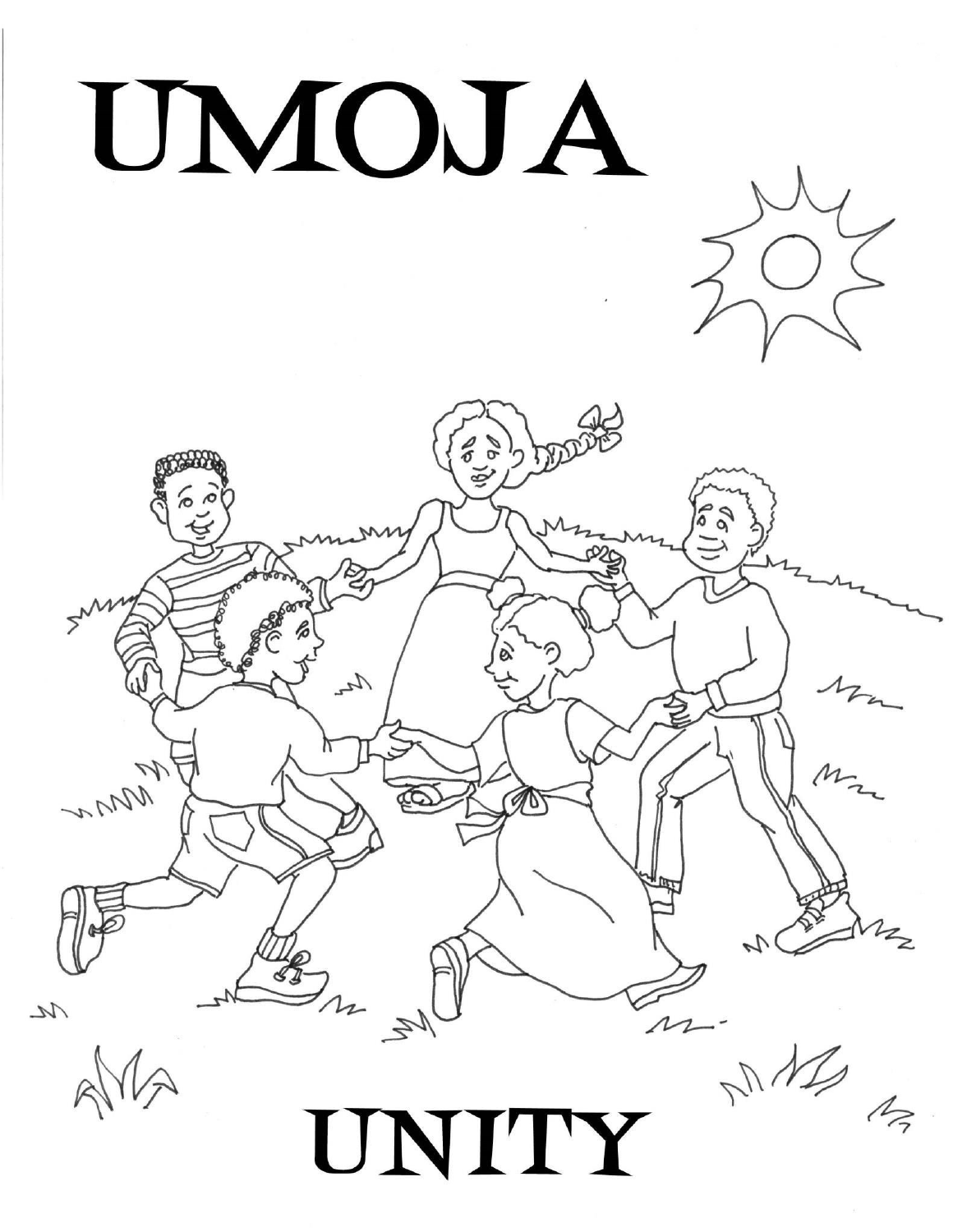# UMOJA

# UNITY